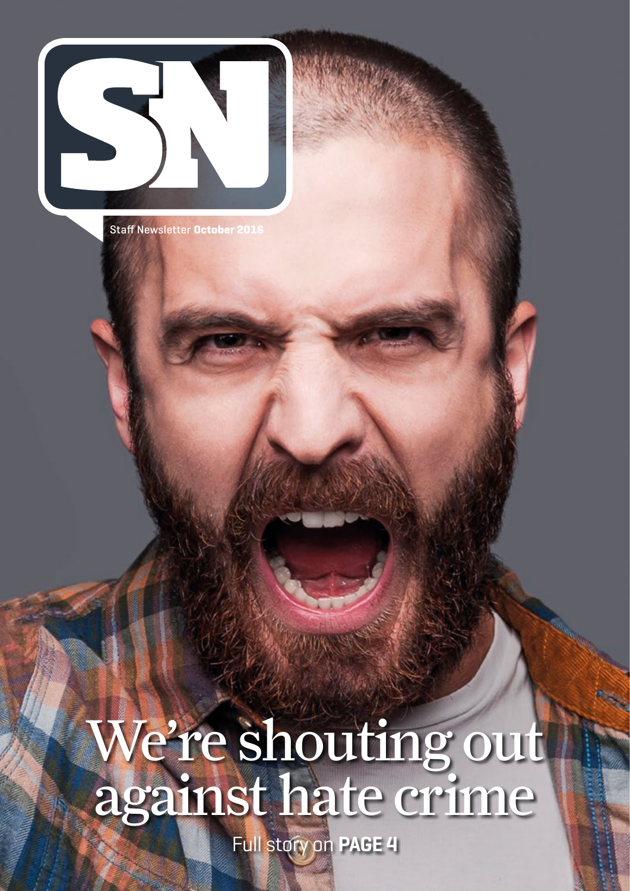# SN

Staff Newsletter **October 2016**

# We're shouting out against hate crime

Full story on **PAGE 4**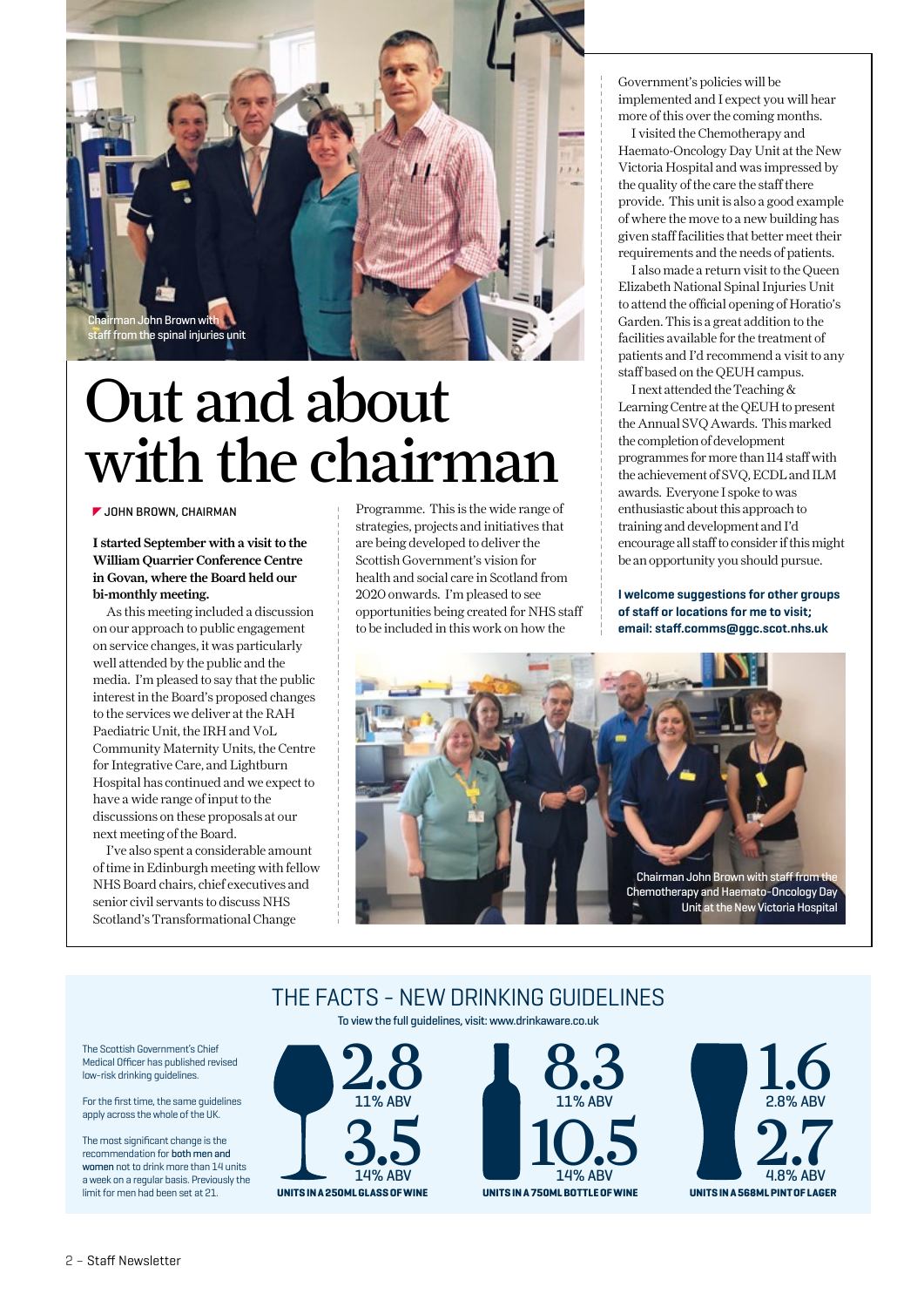Chairman John Brown with staff from the spinal injuries unit

# Out and about with the chairman

JOHN BROWN, CHAIRMAN

**I started September with a visit to the William Quarrier Conference Centre in Govan, where the Board held our bi-monthly meeting.**

As this meeting included a discussion on our approach to public engagement on service changes, it was particularly well attended by the public and the media. I'm pleased to say that the public interest in the Board's proposed changes to the services we deliver at the RAH Paediatric Unit, the IRH and VoL Community Maternity Units, the Centre for Integrative Care, and Lightburn Hospital has continued and we expect to have a wide range of input to the discussions on these proposals at our next meeting of the Board.

I've also spent a considerable amount of time in Edinburgh meeting with fellow NHS Board chairs, chief executives and senior civil servants to discuss NHS Scotland's Transformational Change Programme. This is the wide range of strategies, projects and initiatives that are being developed to deliver the Scottish Government's vision for health and social care in Scotland from 2020 onwards. I'm pleased to see opportunities being created for NHS staff to be included in this work on how the Government's policies will be implemented and I expect you will hear more of this over the coming months.

I visited the Chemotherapy and Haemato-Oncology Day Unit at the New Victoria Hospital and was impressed by the quality of the care the staff there provide. This unit is also a good example of where the move to a new building has given staff facilities that better meet their requirements and the needs of patients.

I also made a return visit to the Queen Elizabeth National Spinal Injuries Unit to attend the official opening of Horatio's Garden. This is a great addition to the facilities available for the treatment of patients and I'd recommend a visit to any staff based on the QEUH campus.

I next attended the Teaching & Learning Centre at the QEUH to present the Annual SVQ Awards. This marked the completion of development programmes for more than 114 staff with the achievement of SVQ, ECDL and ILM awards. Everyone I spoke to was enthusiastic about this approach to training and development and I'd encourage all staff to consider if this might be an opportunity you should pursue.

**I welcome suggestions for other groups of staff or locations for me to visit; email: staff.comms@ggc.scot.nhs.uk**

Chairman John Brown with staff from the Chemotherapy and Haemato-Oncology Day Unit at the New Victoria Hospital

## THE FACTS - NEW DRINKING GUIDELINES

To view the full guidelines, visit: www.drinkaware.co.uk

The Scottish Government's Chief Medical Officer has published revised low-risk drinking guidelines.

For the first time, the same guidelines apply across the whole of the UK.

The most significant change is the recommendation for **both men and women** not to drink more than 14 units a week on a regular basis. Previously the limit for men had been set at 21.

**UNITS IN A 250ML GLASS OF WINE**
- 2.8 – 11% ABV
- 3.5 – 14% ABV

**UNITS IN A 750ML BOTTLE OF WINE**
- 8.3 – 11% ABV
- 10.5 – 14% ABV

**UNITS IN A 568ML PINT OF LAGER**
- 1.6 – 2.8% ABV
- 2.7 – 4.8% ABV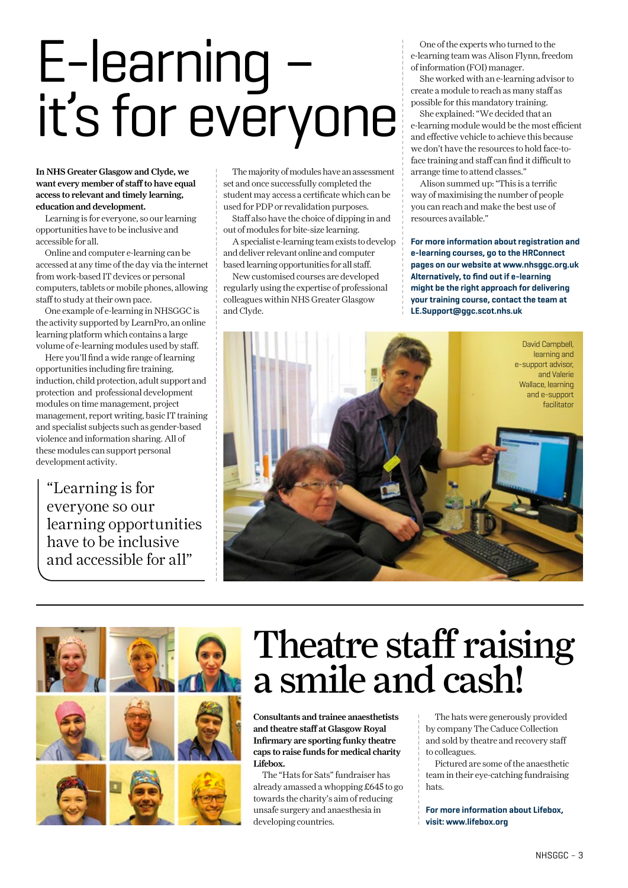# E-learning – it's for everyone

**In NHS Greater Glasgow and Clyde, we want every member of staff to have equal access to relevant and timely learning, education and development.**

Learning is for everyone, so our learning opportunities have to be inclusive and accessible for all.

Online and computer e-learning can be accessed at any time of the day via the internet from work-based IT devices or personal computers, tablets or mobile phones, allowing staff to study at their own pace.

One example of e-learning in NHSGGC is the activity supported by LearnPro, an online learning platform which contains a large volume of e-learning modules used by staff.

Here you'll find a wide range of learning opportunities including fire training, induction, child protection, adult support and protection and professional development modules on time management, project management, report writing, basic IT training and specialist subjects such as gender-based violence and information sharing. All of these modules can support personal development activity.

> "Learning is for everyone so our learning opportunities have to be inclusive and accessible for all"

The majority of modules have an assessment set and once successfully completed the student may access a certificate which can be used for PDP or revalidation purposes.

Staff also have the choice of dipping in and out of modules for bite-size learning.

A specialist e-learning team exists to develop and deliver relevant online and computer based learning opportunities for all staff.

New customised courses are developed regularly using the expertise of professional colleagues within NHS Greater Glasgow and Clyde.

One of the experts who turned to the e-learning team was Alison Flynn, freedom of information (FOI) manager.

She worked with an e-learning advisor to create a module to reach as many staff as possible for this mandatory training.

She explained: "We decided that an e-learning module would be the most efficient and effective vehicle to achieve this because we don't have the resources to hold face-to-face training and staff can find it difficult to arrange time to attend classes."

Alison summed up: "This is a terrific way of maximising the number of people you can reach and make the best use of resources available."

**For more information about registration and e-learning courses, go to the HRConnect pages on our website at www.nhsggc.org.uk Alternatively, to find out if e-learning might be the right approach for delivering your training course, contact the team at LE.Support@ggc.scot.nhs.uk**

David Campbell, learning and e-support advisor, and Valerie Wallace, learning and e-support facilitator

# Theatre staff raising a smile and cash!

**Consultants and trainee anaesthetists and theatre staff at Glasgow Royal Infirmary are sporting funky theatre caps to raise funds for medical charity Lifebox.**

The "Hats for Sats" fundraiser has already amassed a whopping £645 to go towards the charity's aim of reducing unsafe surgery and anaesthesia in developing countries.

The hats were generously provided by company The Caduce Collection and sold by theatre and recovery staff to colleagues.

Pictured are some of the anaesthetic team in their eye-catching fundraising hats.

**For more information about Lifebox, visit: www.lifebox.org**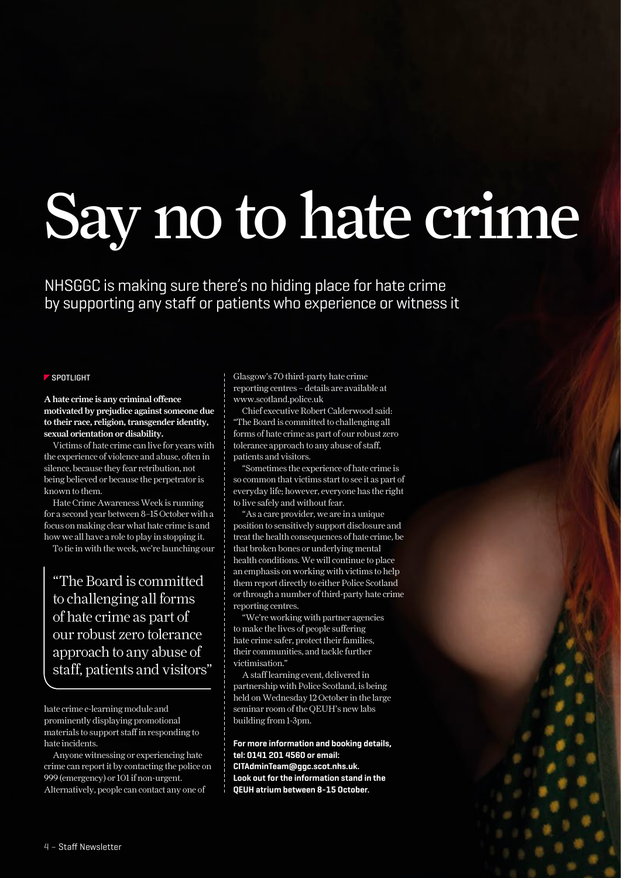# Say no to hate crime

NHSGGC is making sure there's no hiding place for hate crime by supporting any staff or patients who experience or witness it

SPOTLIGHT

**A hate crime is any criminal offence motivated by prejudice against someone due to their race, religion, transgender identity, sexual orientation or disability.**

Victims of hate crime can live for years with the experience of violence and abuse, often in silence, because they fear retribution, not being believed or because the perpetrator is known to them.

Hate Crime Awareness Week is running for a second year between 8–15 October with a focus on making clear what hate crime is and how we all have a role to play in stopping it.

To tie in with the week, we're launching our hate crime e-learning module and prominently displaying promotional materials to support staff in responding to hate incidents.

> "The Board is committed to challenging all forms of hate crime as part of our robust zero tolerance approach to any abuse of staff, patients and visitors"

Anyone witnessing or experiencing hate crime can report it by contacting the police on 999 (emergency) or 101 if non-urgent. Alternatively, people can contact any one of Glasgow's 70 third-party hate crime reporting centres – details are available at www.scotland.police.uk

Chief executive Robert Calderwood said: "The Board is committed to challenging all forms of hate crime as part of our robust zero tolerance approach to any abuse of staff, patients and visitors.

"Sometimes the experience of hate crime is so common that victims start to see it as part of everyday life; however, everyone has the right to live safely and without fear.

"As a care provider, we are in a unique position to sensitively support disclosure and treat the health consequences of hate crime, be that broken bones or underlying mental health conditions. We will continue to place an emphasis on working with victims to help them report directly to either Police Scotland or through a number of third-party hate crime reporting centres.

"We're working with partner agencies to make the lives of people suffering hate crime safer, protect their families, their communities, and tackle further victimisation."

A staff learning event, delivered in partnership with Police Scotland, is being held on Wednesday 12 October in the large seminar room of the QEUH's new labs building from 1-3pm.

**For more information and booking details, tel: 0141 201 4560 or email: CITAdminTeam@ggc.scot.nhs.uk. Look out for the information stand in the QEUH atrium between 8–15 October.**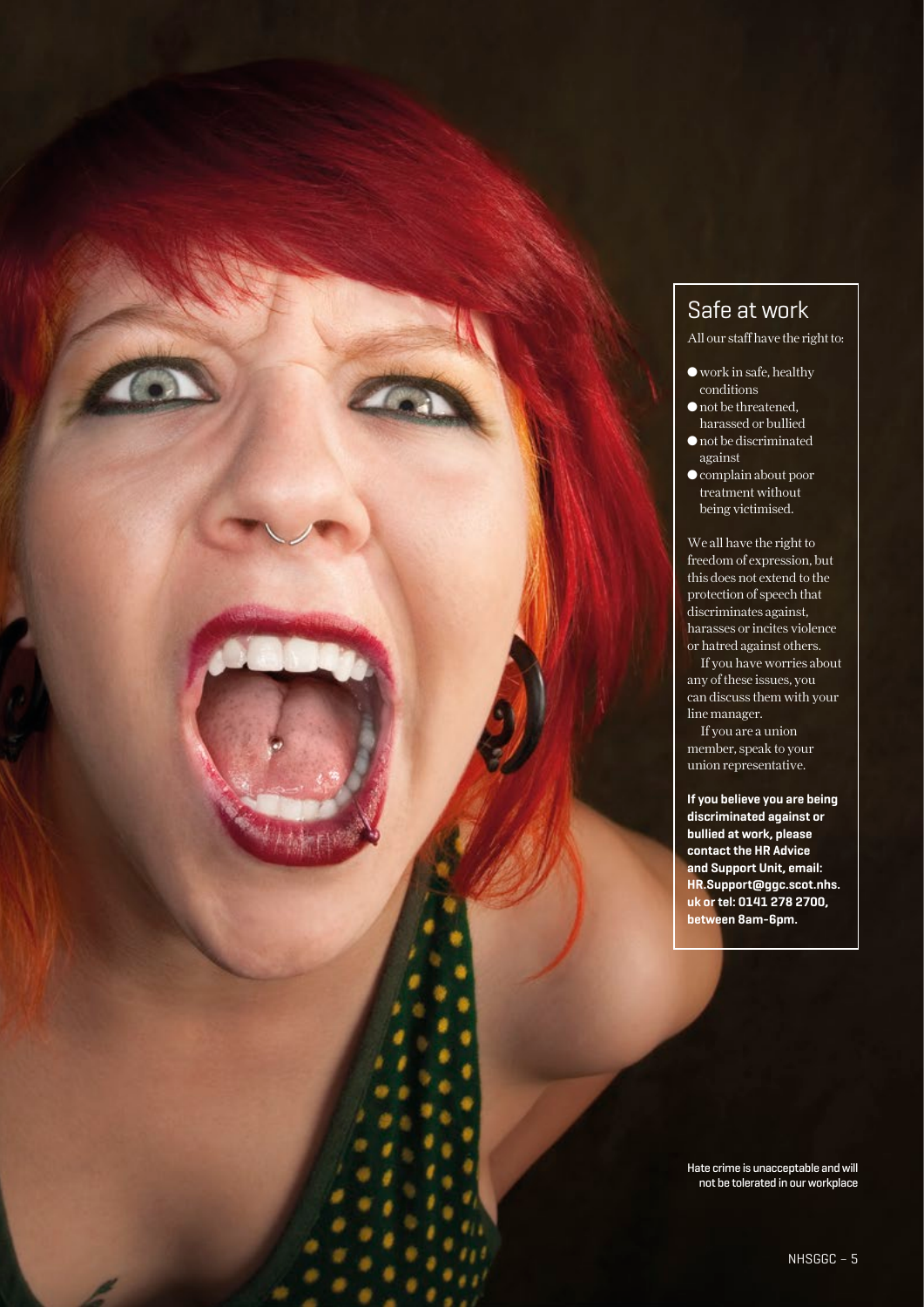## Safe at work

All our staff have the right to:

- work in safe, healthy conditions
- not be threatened, harassed or bullied
- not be discriminated against
- complain about poor treatment without being victimised.

We all have the right to freedom of expression, but this does not extend to the protection of speech that discriminates against, harasses or incites violence or hatred against others.

If you have worries about any of these issues, you can discuss them with your line manager.

If you are a union member, speak to your union representative.

**If you believe you are being discriminated against or bullied at work, please contact the HR Advice and Support Unit, email: HR.Support@ggc.scot.nhs.uk or tel: 0141 278 2700, between 8am-6pm.**

Hate crime is unacceptable and will not be tolerated in our workplace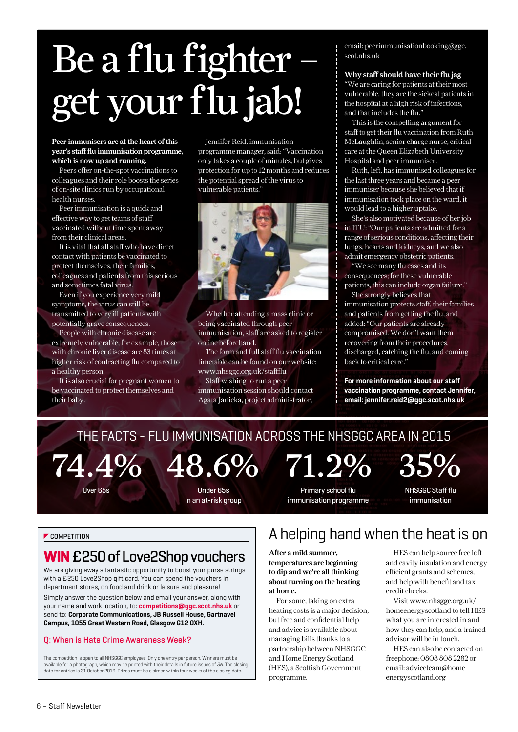# Be a flu fighter – get your flu jab!

**Peer immunisers are at the heart of this year's staff flu immunisation programme, which is now up and running.**

Peers offer on-the-spot vaccinations to colleagues and their role boosts the series of on-site clinics run by occupational health nurses.

Peer immunisation is a quick and effective way to get teams of staff vaccinated without time spent away from their clinical areas.

It is vital that all staff who have direct contact with patients be vaccinated to protect themselves, their families, colleagues and patients from this serious and sometimes fatal virus.

Even if you experience very mild symptoms, the virus can still be transmitted to very ill patients with potentially grave consequences.

People with chronic disease are extremely vulnerable, for example, those with chronic liver disease are 83 times at higher risk of contracting flu compared to a healthy person.

It is also crucial for pregnant women to be vaccinated to protect themselves and their baby.

Jennifer Reid, immunisation programme manager, said: "Vaccination only takes a couple of minutes, but gives protection for up to 12 months and reduces the potential spread of the virus to vulnerable patients."

Whether attending a mass clinic or being vaccinated through peer immunisation, staff are asked to register online beforehand.

The form and full staff flu vaccination timetable can be found on our website: www.nhsggc.org.uk/staffflu

Staff wishing to run a peer immunisation session should contact Agata Janicka, project administrator, email: peerimmunisationbooking@ggc.scot.nhs.uk

**Why staff should have their flu jag**

"We are caring for patients at their most vulnerable, they are the sickest patients in the hospital at a high risk of infections, and that includes the flu."

This is the compelling argument for staff to get their flu vaccination from Ruth McLaughlin, senior charge nurse, critical care at the Queen Elizabeth University Hospital and peer immuniser.

Ruth, left, has immunised colleagues for the last three years and became a peer immuniser because she believed that if immunisation took place on the ward, it would lead to a higher uptake.

She's also motivated because of her job in ITU: "Our patients are admitted for a range of serious conditions, affecting their lungs, hearts and kidneys, and we also admit emergency obstetric patients.

"We see many flu cases and its consequences; for these vulnerable patients, this can include organ failure."

She strongly believes that immunisation protects staff, their families and patients from getting the flu, and added: "Our patients are already compromised. We don't want them recovering from their procedures, discharged, catching the flu, and coming back to critical care."

**For more information about our staff vaccination programme, contact Jennifer, email: jennifer.reid2@ggc.scot.nhs.uk**

## THE FACTS - FLU IMMUNISATION ACROSS THE NHSGGC AREA IN 2015

| 74.4% | 48.6% | 71.2% | 35% |
|---|---|---|---|
| Over 65s | Under 65s in an at-risk group | Primary school flu immunisation programme | NHSGGC Staff flu immunisation |

COMPETITION

## WIN £250 of Love2Shop vouchers

We are giving away a fantastic opportunity to boost your purse strings with a £250 Love2Shop gift card. You can spend the vouchers in department stores, on food and drink or leisure and pleasure!

Simply answer the question below and email your answer, along with your name and work location, to: **competitions@ggc.scot.nhs.uk** or send to: **Corporate Communications, JB Russell House, Gartnavel Campus, 1055 Great Western Road, Glasgow G12 0XH.**

Q: When is Hate Crime Awareness Week?

The competition is open to all NHSGGC employees. Only one entry per person. Winners must be available for a photograph, which may be printed with their details in future issues of *SN*. The closing date for entries is 31 October 2016. Prizes must be claimed within four weeks of the closing date.

## A helping hand when the heat is on

**After a mild summer, temperatures are beginning to dip and we're all thinking about turning on the heating at home.**

For some, taking on extra heating costs is a major decision, but free and confidential help and advice is available about managing bills thanks to a partnership between NHSGGC and Home Energy Scotland (HES), a Scottish Government programme.

HES can help source free loft and cavity insulation and energy efficient grants and schemes, and help with benefit and tax credit checks.

Visit www.nhsggc.org.uk/homeenergyscotland to tell HES what you are interested in and how they can help, and a trained advisor will be in touch.

HES can also be contacted on freephone: 0808 808 2282 or email: adviceteam@homeenergyscotland.org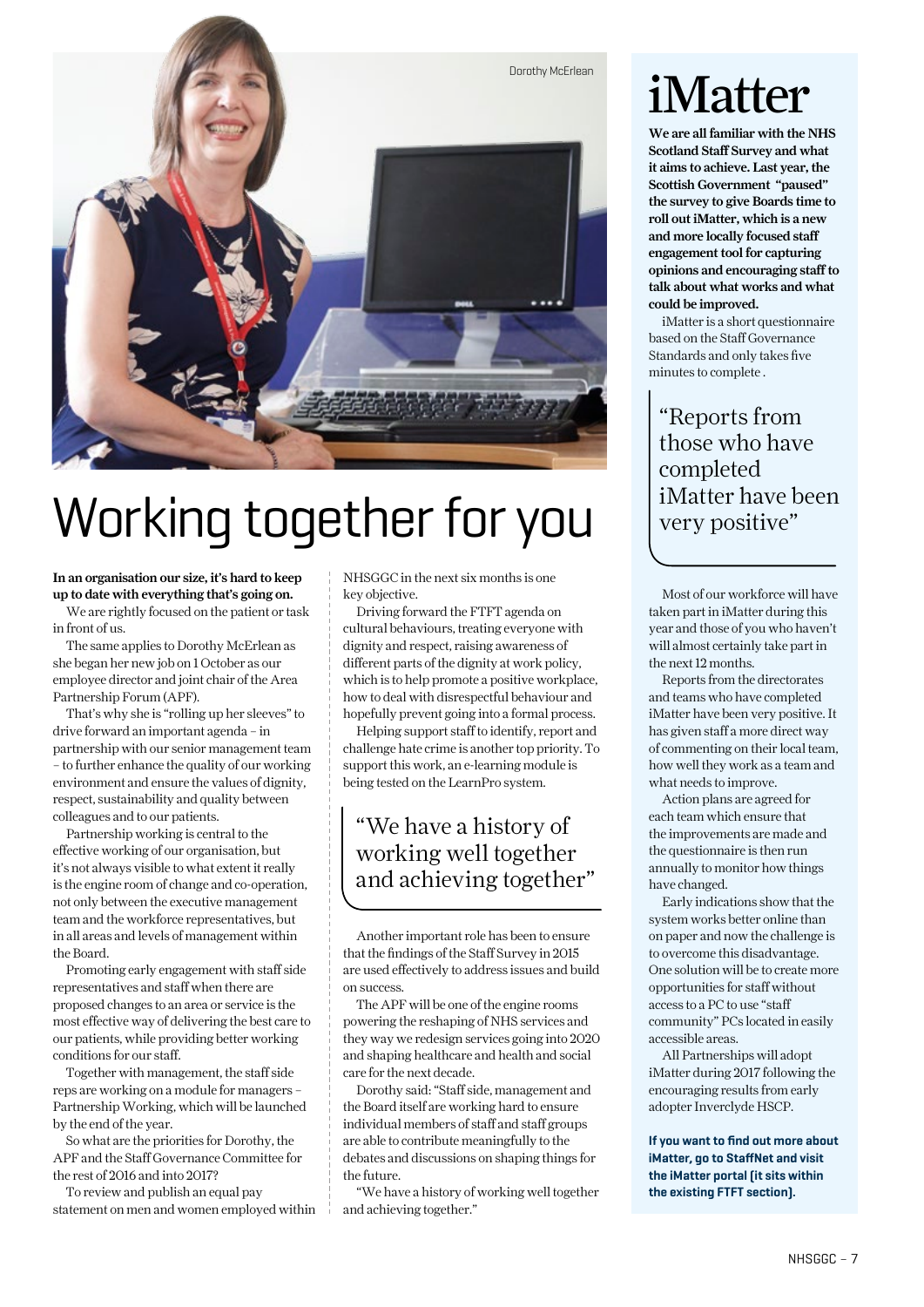Dorothy McErlean

# Working together for you

**In an organisation our size, it's hard to keep up to date with everything that's going on.**

We are rightly focused on the patient or task in front of us.

The same applies to Dorothy McErlean as she began her new job on 1 October as our employee director and joint chair of the Area Partnership Forum (APF).

That's why she is "rolling up her sleeves" to drive forward an important agenda – in partnership with our senior management team – to further enhance the quality of our working environment and ensure the values of dignity, respect, sustainability and quality between colleagues and to our patients.

Partnership working is central to the effective working of our organisation, but it's not always visible to what extent it really is the engine room of change and co-operation, not only between the executive management team and the workforce representatives, but in all areas and levels of management within the Board.

Promoting early engagement with staff side representatives and staff when there are proposed changes to an area or service is the most effective way of delivering the best care to our patients, while providing better working conditions for our staff.

Together with management, the staff side reps are working on a module for managers – Partnership Working, which will be launched by the end of the year.

So what are the priorities for Dorothy, the APF and the Staff Governance Committee for the rest of 2016 and into 2017?

To review and publish an equal pay statement on men and women employed within NHSGGC in the next six months is one key objective.

Driving forward the FTFT agenda on cultural behaviours, treating everyone with dignity and respect, raising awareness of different parts of the dignity at work policy, which is to help promote a positive workplace, how to deal with disrespectful behaviour and hopefully prevent going into a formal process.

Helping support staff to identify, report and challenge hate crime is another top priority. To support this work, an e-learning module is being tested on the LearnPro system.

> "We have a history of working well together and achieving together"

Another important role has been to ensure that the findings of the Staff Survey in 2015 are used effectively to address issues and build on success.

The APF will be one of the engine rooms powering the reshaping of NHS services and they way we redesign services going into 2020 and shaping healthcare and health and social care for the next decade.

Dorothy said: "Staff side, management and the Board itself are working hard to ensure individual members of staff and staff groups are able to contribute meaningfully to the debates and discussions on shaping things for the future.

"We have a history of working well together and achieving together."

# iMatter

**We are all familiar with the NHS Scotland Staff Survey and what it aims to achieve. Last year, the Scottish Government "paused" the survey to give Boards time to roll out iMatter, which is a new and more locally focused staff engagement tool for capturing opinions and encouraging staff to talk about what works and what could be improved.**

iMatter is a short questionnaire based on the Staff Governance Standards and only takes five minutes to complete .

> "Reports from those who have completed iMatter have been very positive"

Most of our workforce will have taken part in iMatter during this year and those of you who haven't will almost certainly take part in the next 12 months.

Reports from the directorates and teams who have completed iMatter have been very positive. It has given staff a more direct way of commenting on their local team, how well they work as a team and what needs to improve.

Action plans are agreed for each team which ensure that the improvements are made and the questionnaire is then run annually to monitor how things have changed.

Early indications show that the system works better online than on paper and now the challenge is to overcome this disadvantage. One solution will be to create more opportunities for staff without access to a PC to use "staff community" PCs located in easily accessible areas.

All Partnerships will adopt iMatter during 2017 following the encouraging results from early adopter Inverclyde HSCP.

**If you want to find out more about iMatter, go to StaffNet and visit the iMatter portal (it sits within the existing FTFT section).**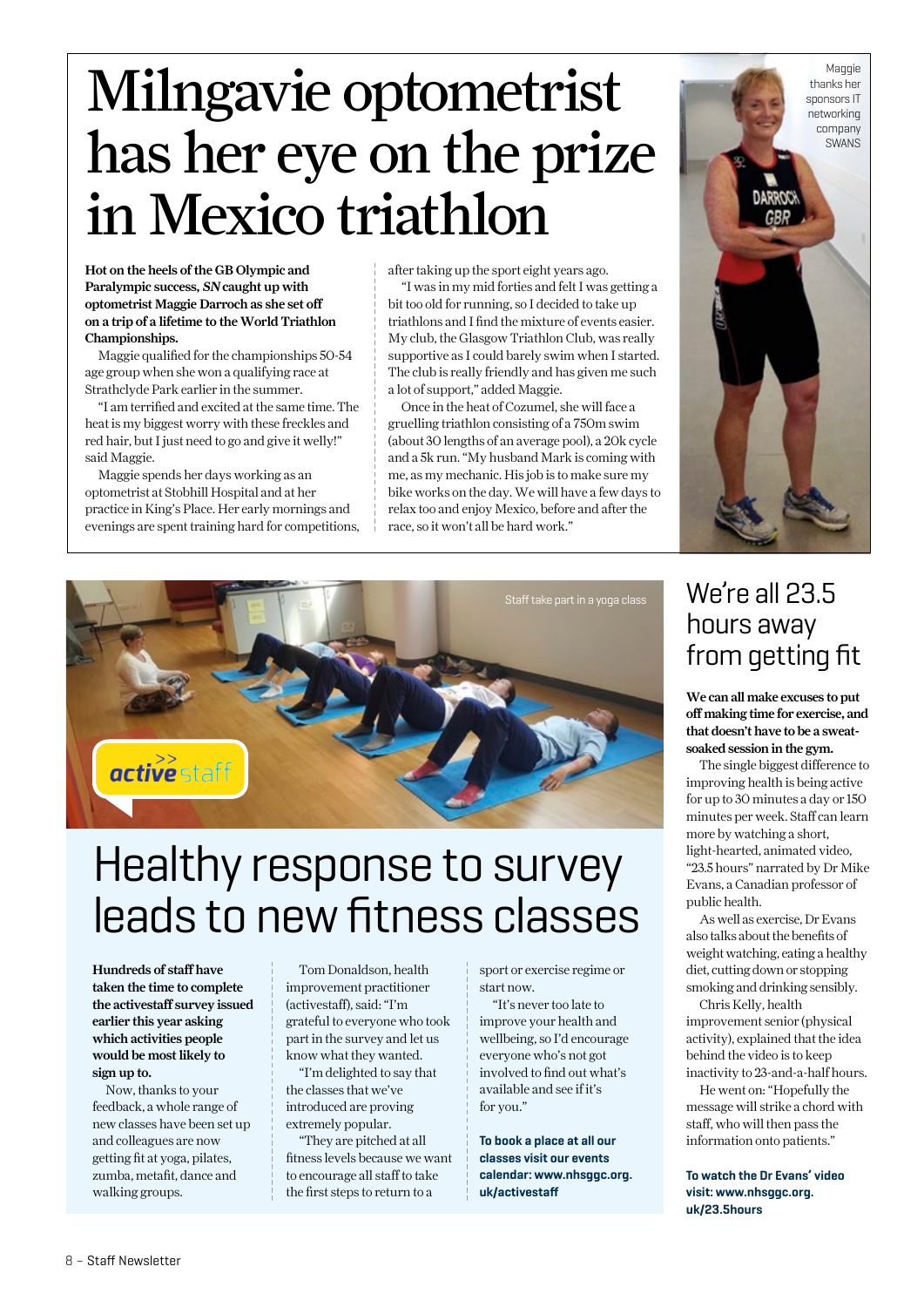# Milngavie optometrist has her eye on the prize in Mexico triathlon

**Hot on the heels of the GB Olympic and Paralympic success, *SN* caught up with optometrist Maggie Darroch as she set off on a trip of a lifetime to the World Triathlon Championships.**

Maggie qualified for the championships 50-54 age group when she won a qualifying race at Strathclyde Park earlier in the summer.

"I am terrified and excited at the same time. The heat is my biggest worry with these freckles and red hair, but I just need to go and give it welly!" said Maggie.

Maggie spends her days working as an optometrist at Stobhill Hospital and at her practice in King's Place. Her early mornings and evenings are spent training hard for competitions, after taking up the sport eight years ago.

"I was in my mid forties and felt I was getting a bit too old for running, so I decided to take up triathlons and I find the mixture of events easier. My club, the Glasgow Triathlon Club, was really supportive as I could barely swim when I started. The club is really friendly and has given me such a lot of support," added Maggie.

Once in the heat of Cozumel, she will face a gruelling triathlon consisting of a 750m swim (about 30 lengths of an average pool), a 20k cycle and a 5k run. "My husband Mark is coming with me, as my mechanic. His job is to make sure my bike works on the day. We will have a few days to relax too and enjoy Mexico, before and after the race, so it won't all be hard work."

Maggie thanks her sponsors IT networking company SWANS

Staff take part in a yoga class

# Healthy response to survey leads to new fitness classes

**Hundreds of staff have taken the time to complete the activestaff survey issued earlier this year asking which activities people would be most likely to sign up to.**

Now, thanks to your feedback, a whole range of new classes have been set up and colleagues are now getting fit at yoga, pilates, zumba, metafit, dance and walking groups.

Tom Donaldson, health improvement practitioner (activestaff), said: "I'm grateful to everyone who took part in the survey and let us know what they wanted.

"I'm delighted to say that the classes that we've introduced are proving extremely popular.

"They are pitched at all fitness levels because we want to encourage all staff to take the first steps to return to a sport or exercise regime or start now.

"It's never too late to improve your health and wellbeing, so I'd encourage everyone who's not got involved to find out what's available and see if it's for you."

**To book a place at all our classes visit our events calendar: www.nhsggc.org.uk/activestaff**

# We're all 23.5 hours away from getting fit

**We can all make excuses to put off making time for exercise, and that doesn't have to be a sweat-soaked session in the gym.**

The single biggest difference to improving health is being active for up to 30 minutes a day or 150 minutes per week. Staff can learn more by watching a short, light-hearted, animated video, "23.5 hours" narrated by Dr Mike Evans, a Canadian professor of public health.

As well as exercise, Dr Evans also talks about the benefits of weight watching, eating a healthy diet, cutting down or stopping smoking and drinking sensibly.

Chris Kelly, health improvement senior (physical activity), explained that the idea behind the video is to keep inactivity to 23-and-a-half hours.

He went on: "Hopefully the message will strike a chord with staff, who will then pass the information onto patients."

**To watch the Dr Evans' video visit: www.nhsggc.org.uk/23.5hours**